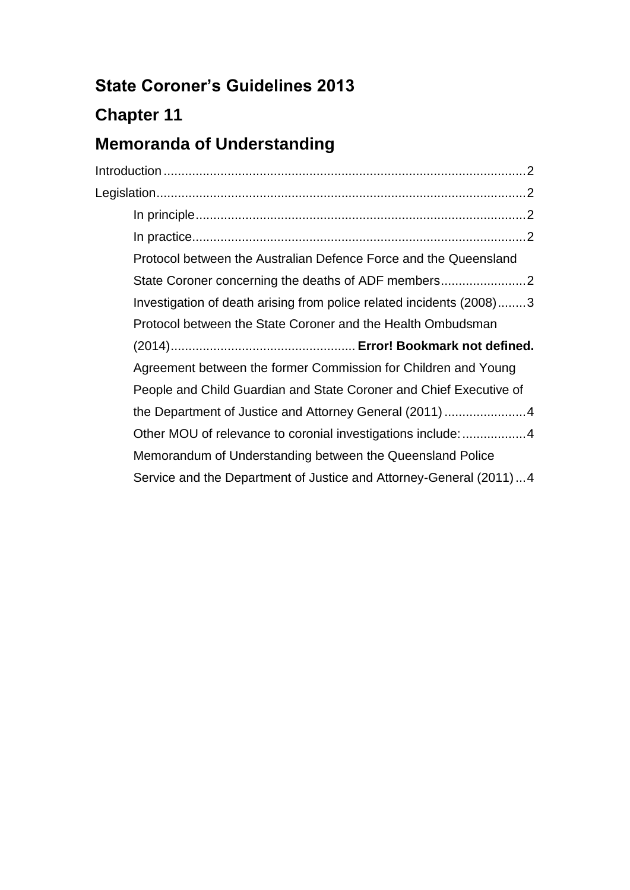# State Coroner's Guidelines 2013

# Chapter 11

# Memoranda of Understanding

Introduction ..................................................................................................... 2

Legislation ....................................................................................................... 2

- In principle ........................................................................................... 2
- In practice ............................................................................................ 2
- Protocol between the Australian Defence Force and the Queensland State Coroner concerning the deaths of ADF members ........................ 2
- Investigation of death arising from police related incidents (2008) ........ 3
- Protocol between the State Coroner and the Health Ombudsman (2014) .................................................... **Error! Bookmark not defined.**
- Agreement between the former Commission for Children and Young People and Child Guardian and State Coroner and Chief Executive of the Department of Justice and Attorney General (2011) ....................... 4
- Other MOU of relevance to coronial investigations include: .................. 4
- Memorandum of Understanding between the Queensland Police Service and the Department of Justice and Attorney-General (2011) ... 4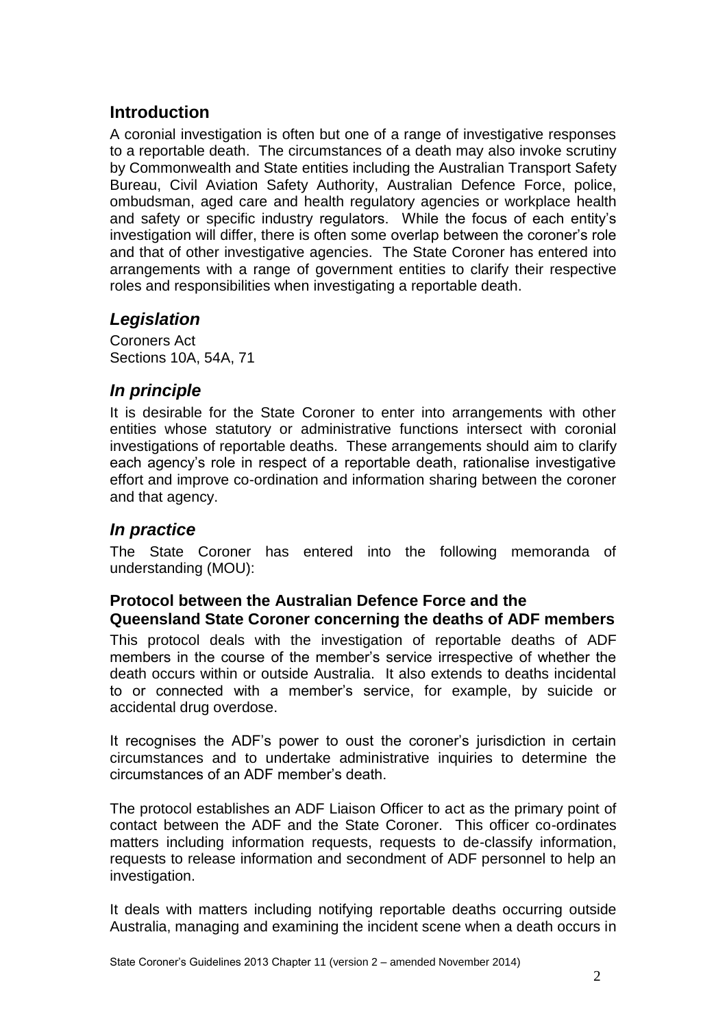## Introduction

A coronial investigation is often but one of a range of investigative responses to a reportable death. The circumstances of a death may also invoke scrutiny by Commonwealth and State entities including the Australian Transport Safety Bureau, Civil Aviation Safety Authority, Australian Defence Force, police, ombudsman, aged care and health regulatory agencies or workplace health and safety or specific industry regulators. While the focus of each entity's investigation will differ, there is often some overlap between the coroner's role and that of other investigative agencies. The State Coroner has entered into arrangements with a range of government entities to clarify their respective roles and responsibilities when investigating a reportable death.

## *Legislation*

Coroners Act
Sections 10A, 54A, 71

## *In principle*

It is desirable for the State Coroner to enter into arrangements with other entities whose statutory or administrative functions intersect with coronial investigations of reportable deaths. These arrangements should aim to clarify each agency's role in respect of a reportable death, rationalise investigative effort and improve co-ordination and information sharing between the coroner and that agency.

## *In practice*

The State Coroner has entered into the following memoranda of understanding (MOU):

### Protocol between the Australian Defence Force and the Queensland State Coroner concerning the deaths of ADF members

This protocol deals with the investigation of reportable deaths of ADF members in the course of the member's service irrespective of whether the death occurs within or outside Australia. It also extends to deaths incidental to or connected with a member's service, for example, by suicide or accidental drug overdose.

It recognises the ADF's power to oust the coroner's jurisdiction in certain circumstances and to undertake administrative inquiries to determine the circumstances of an ADF member's death.

The protocol establishes an ADF Liaison Officer to act as the primary point of contact between the ADF and the State Coroner. This officer co-ordinates matters including information requests, requests to de-classify information, requests to release information and secondment of ADF personnel to help an investigation.

It deals with matters including notifying reportable deaths occurring outside Australia, managing and examining the incident scene when a death occurs in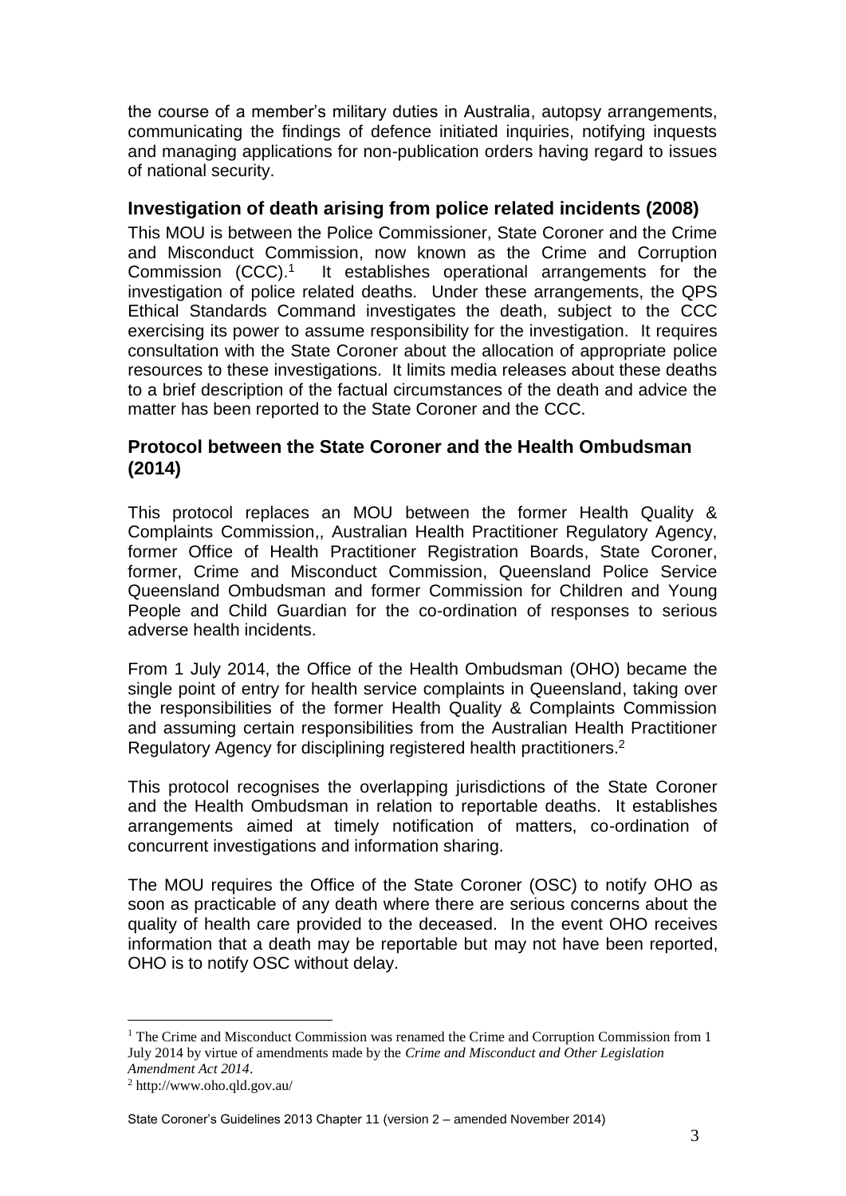the course of a member's military duties in Australia, autopsy arrangements, communicating the findings of defence initiated inquiries, notifying inquests and managing applications for non-publication orders having regard to issues of national security.

## Investigation of death arising from police related incidents (2008)

This MOU is between the Police Commissioner, State Coroner and the Crime and Misconduct Commission, now known as the Crime and Corruption Commission (CCC).[1] It establishes operational arrangements for the investigation of police related deaths. Under these arrangements, the QPS Ethical Standards Command investigates the death, subject to the CCC exercising its power to assume responsibility for the investigation. It requires consultation with the State Coroner about the allocation of appropriate police resources to these investigations. It limits media releases about these deaths to a brief description of the factual circumstances of the death and advice the matter has been reported to the State Coroner and the CCC.

## Protocol between the State Coroner and the Health Ombudsman (2014)

This protocol replaces an MOU between the former Health Quality & Complaints Commission,, Australian Health Practitioner Regulatory Agency, former Office of Health Practitioner Registration Boards, State Coroner, former, Crime and Misconduct Commission, Queensland Police Service Queensland Ombudsman and former Commission for Children and Young People and Child Guardian for the co-ordination of responses to serious adverse health incidents.

From 1 July 2014, the Office of the Health Ombudsman (OHO) became the single point of entry for health service complaints in Queensland, taking over the responsibilities of the former Health Quality & Complaints Commission and assuming certain responsibilities from the Australian Health Practitioner Regulatory Agency for disciplining registered health practitioners.[2]

This protocol recognises the overlapping jurisdictions of the State Coroner and the Health Ombudsman in relation to reportable deaths. It establishes arrangements aimed at timely notification of matters, co-ordination of concurrent investigations and information sharing.

The MOU requires the Office of the State Coroner (OSC) to notify OHO as soon as practicable of any death where there are serious concerns about the quality of health care provided to the deceased. In the event OHO receives information that a death may be reportable but may not have been reported, OHO is to notify OSC without delay.

---

[1] The Crime and Misconduct Commission was renamed the Crime and Corruption Commission from 1 July 2014 by virtue of amendments made by the *Crime and Misconduct and Other Legislation Amendment Act 2014*.

[2] http://www.oho.qld.gov.au/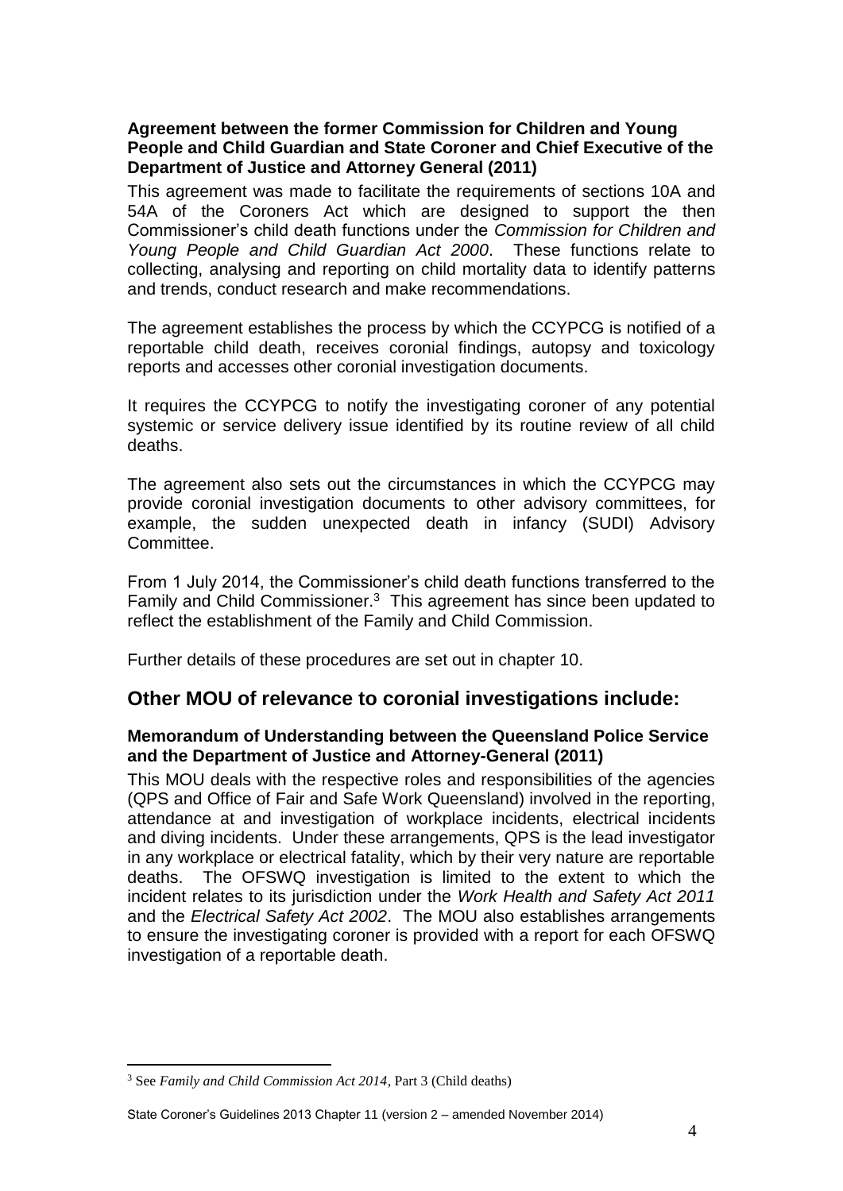**Agreement between the former Commission for Children and Young People and Child Guardian and State Coroner and Chief Executive of the Department of Justice and Attorney General (2011)**

This agreement was made to facilitate the requirements of sections 10A and 54A of the Coroners Act which are designed to support the then Commissioner's child death functions under the *Commission for Children and Young People and Child Guardian Act 2000*. These functions relate to collecting, analysing and reporting on child mortality data to identify patterns and trends, conduct research and make recommendations.

The agreement establishes the process by which the CCYPCG is notified of a reportable child death, receives coronial findings, autopsy and toxicology reports and accesses other coronial investigation documents.

It requires the CCYPCG to notify the investigating coroner of any potential systemic or service delivery issue identified by its routine review of all child deaths.

The agreement also sets out the circumstances in which the CCYPCG may provide coronial investigation documents to other advisory committees, for example, the sudden unexpected death in infancy (SUDI) Advisory Committee.

From 1 July 2014, the Commissioner's child death functions transferred to the Family and Child Commissioner.[3] This agreement has since been updated to reflect the establishment of the Family and Child Commission.

Further details of these procedures are set out in chapter 10.

## Other MOU of relevance to coronial investigations include:

**Memorandum of Understanding between the Queensland Police Service and the Department of Justice and Attorney-General (2011)**

This MOU deals with the respective roles and responsibilities of the agencies (QPS and Office of Fair and Safe Work Queensland) involved in the reporting, attendance at and investigation of workplace incidents, electrical incidents and diving incidents. Under these arrangements, QPS is the lead investigator in any workplace or electrical fatality, which by their very nature are reportable deaths. The OFSWQ investigation is limited to the extent to which the incident relates to its jurisdiction under the *Work Health and Safety Act 2011* and the *Electrical Safety Act 2002*. The MOU also establishes arrangements to ensure the investigating coroner is provided with a report for each OFSWQ investigation of a reportable death.

[3] See *Family and Child Commission Act 2014*, Part 3 (Child deaths)